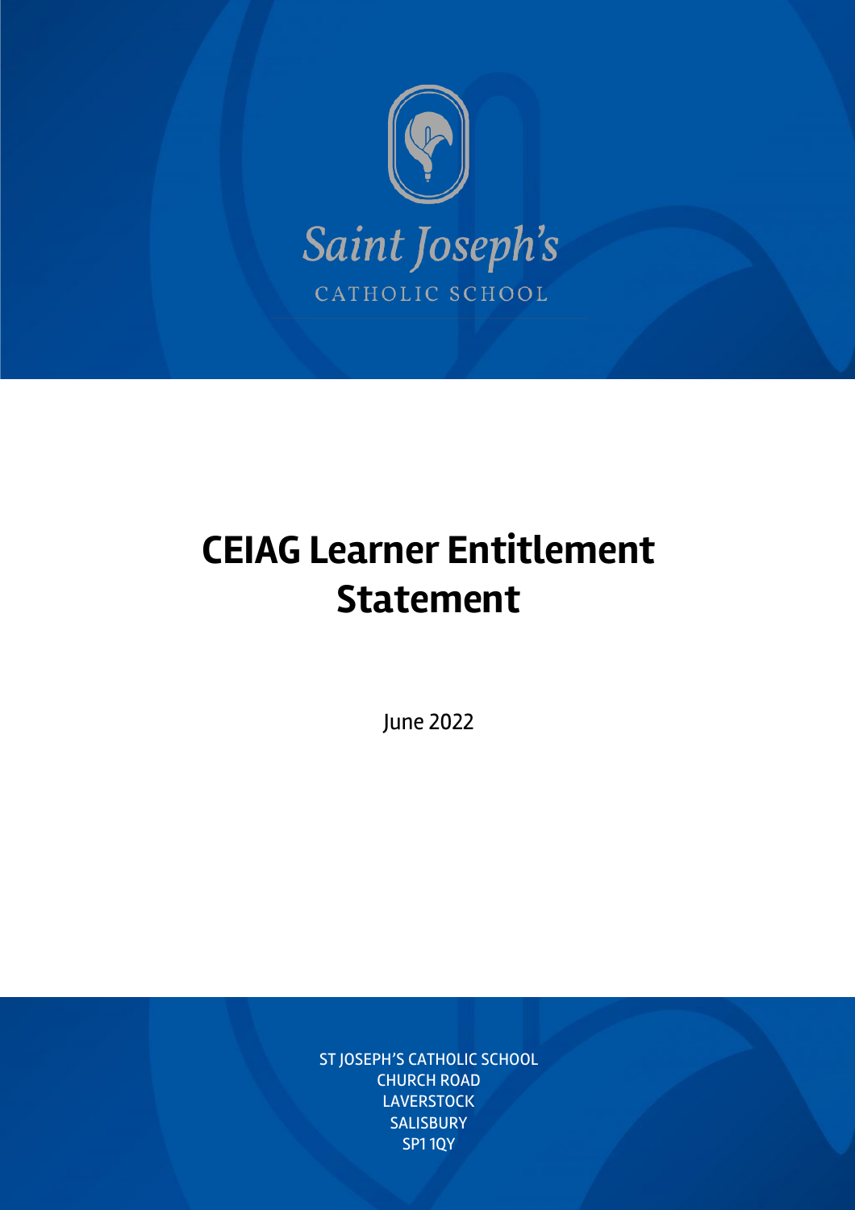Saint Joseph's

CATHOLIC SCHOOL

# CEIAG Learner Entitlement Statement

June 2022

ST JOSEPH'S CATHOLIC SCHOOL
CHURCH ROAD
LAVERSTOCK
SALISBURY
SP1 1QY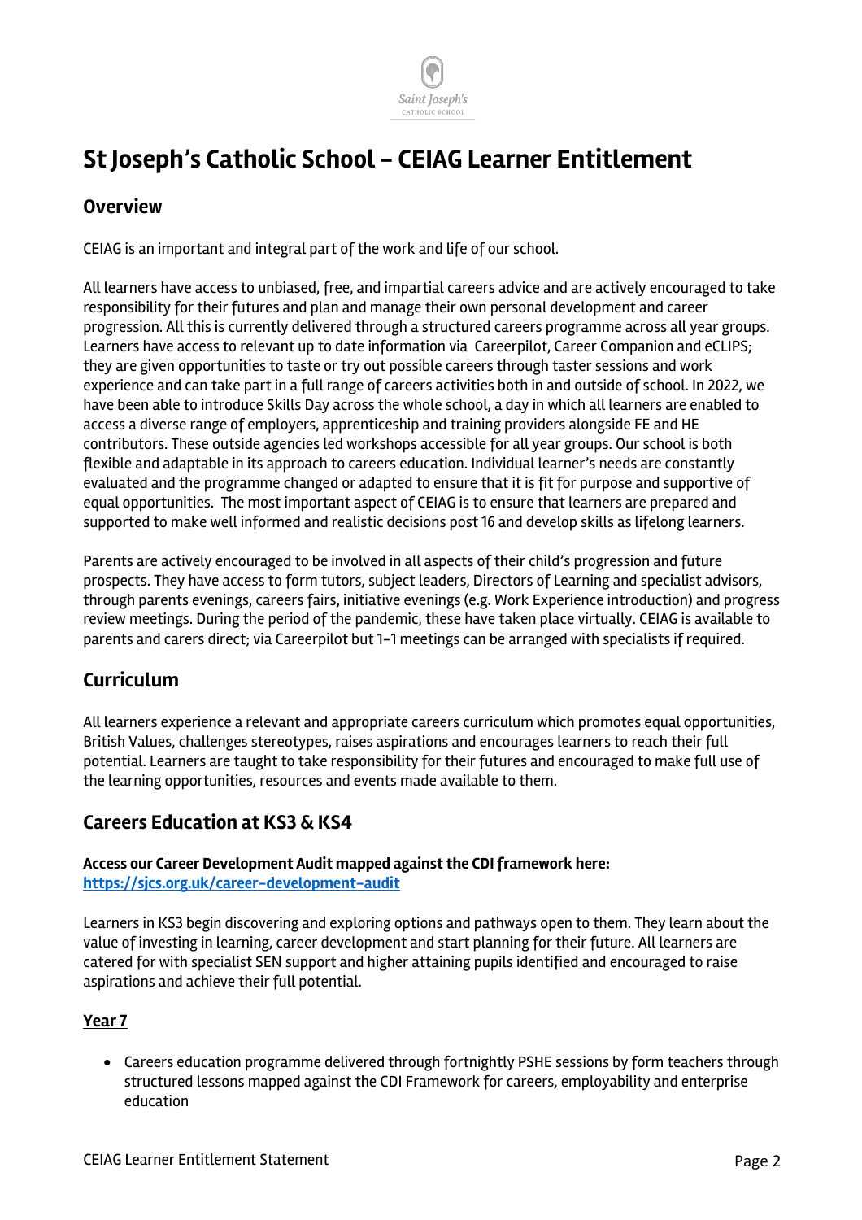# St Joseph's Catholic School – CEIAG Learner Entitlement

## Overview

CEIAG is an important and integral part of the work and life of our school.

All learners have access to unbiased, free, and impartial careers advice and are actively encouraged to take responsibility for their futures and plan and manage their own personal development and career progression. All this is currently delivered through a structured careers programme across all year groups. Learners have access to relevant up to date information via Careerpilot, Career Companion and eCLIPS; they are given opportunities to taste or try out possible careers through taster sessions and work experience and can take part in a full range of careers activities both in and outside of school. In 2022, we have been able to introduce Skills Day across the whole school, a day in which all learners are enabled to access a diverse range of employers, apprenticeship and training providers alongside FE and HE contributors. These outside agencies led workshops accessible for all year groups. Our school is both flexible and adaptable in its approach to careers education. Individual learner's needs are constantly evaluated and the programme changed or adapted to ensure that it is fit for purpose and supportive of equal opportunities. The most important aspect of CEIAG is to ensure that learners are prepared and supported to make well informed and realistic decisions post 16 and develop skills as lifelong learners.

Parents are actively encouraged to be involved in all aspects of their child's progression and future prospects. They have access to form tutors, subject leaders, Directors of Learning and specialist advisors, through parents evenings, careers fairs, initiative evenings (e.g. Work Experience introduction) and progress review meetings. During the period of the pandemic, these have taken place virtually. CEIAG is available to parents and carers direct; via Careerpilot but 1-1 meetings can be arranged with specialists if required.

## Curriculum

All learners experience a relevant and appropriate careers curriculum which promotes equal opportunities, British Values, challenges stereotypes, raises aspirations and encourages learners to reach their full potential. Learners are taught to take responsibility for their futures and encouraged to make full use of the learning opportunities, resources and events made available to them.

## Careers Education at KS3 & KS4

**Access our Career Development Audit mapped against the CDI framework here:**
**https://sjcs.org.uk/career-development-audit**

Learners in KS3 begin discovering and exploring options and pathways open to them. They learn about the value of investing in learning, career development and start planning for their future. All learners are catered for with specialist SEN support and higher attaining pupils identified and encouraged to raise aspirations and achieve their full potential.

### Year 7

- Careers education programme delivered through fortnightly PSHE sessions by form teachers through structured lessons mapped against the CDI Framework for careers, employability and enterprise education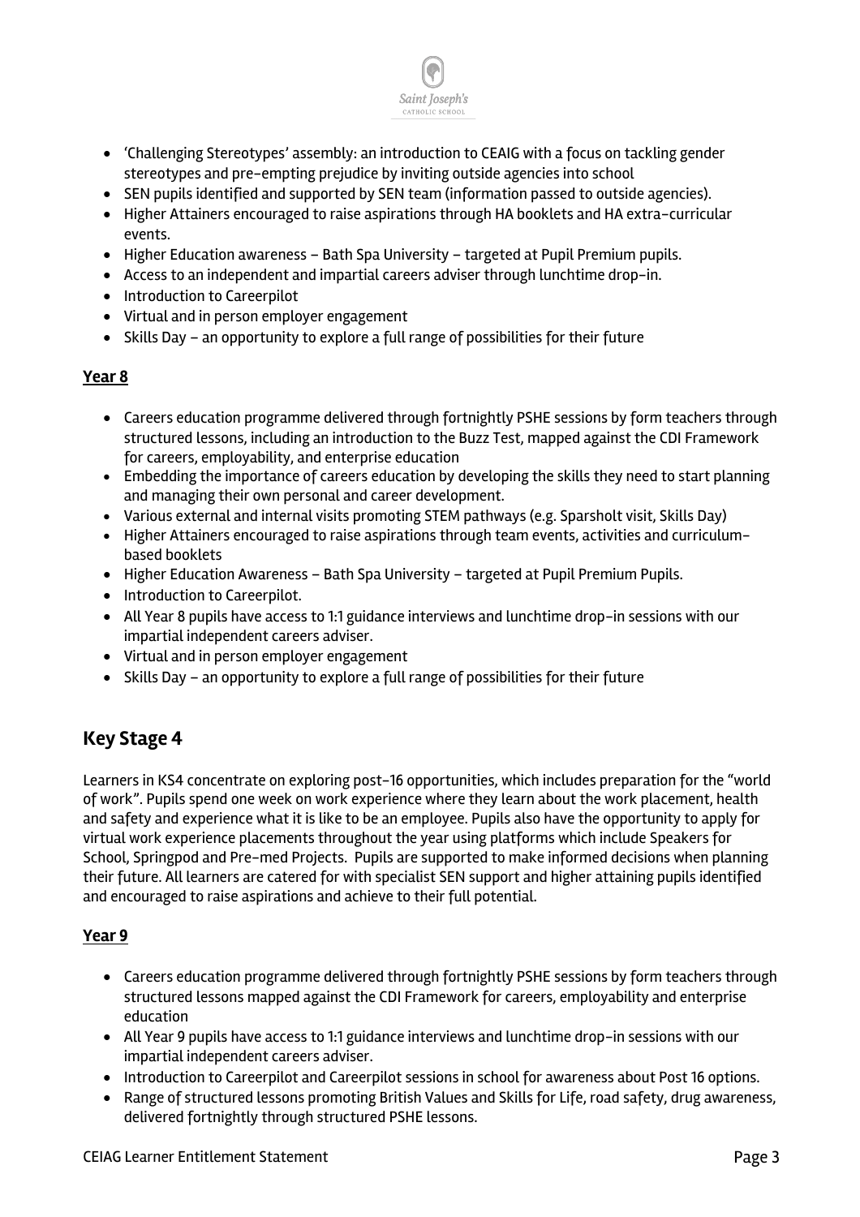- 'Challenging Stereotypes' assembly: an introduction to CEAIG with a focus on tackling gender stereotypes and pre-empting prejudice by inviting outside agencies into school
- SEN pupils identified and supported by SEN team (information passed to outside agencies).
- Higher Attainers encouraged to raise aspirations through HA booklets and HA extra-curricular events.
- Higher Education awareness – Bath Spa University – targeted at Pupil Premium pupils.
- Access to an independent and impartial careers adviser through lunchtime drop-in.
- Introduction to Careerpilot
- Virtual and in person employer engagement
- Skills Day – an opportunity to explore a full range of possibilities for their future

### Year 8

- Careers education programme delivered through fortnightly PSHE sessions by form teachers through structured lessons, including an introduction to the Buzz Test, mapped against the CDI Framework for careers, employability, and enterprise education
- Embedding the importance of careers education by developing the skills they need to start planning and managing their own personal and career development.
- Various external and internal visits promoting STEM pathways (e.g. Sparsholt visit, Skills Day)
- Higher Attainers encouraged to raise aspirations through team events, activities and curriculum-based booklets
- Higher Education Awareness – Bath Spa University – targeted at Pupil Premium Pupils.
- Introduction to Careerpilot.
- All Year 8 pupils have access to 1:1 guidance interviews and lunchtime drop-in sessions with our impartial independent careers adviser.
- Virtual and in person employer engagement
- Skills Day – an opportunity to explore a full range of possibilities for their future

## Key Stage 4

Learners in KS4 concentrate on exploring post-16 opportunities, which includes preparation for the "world of work". Pupils spend one week on work experience where they learn about the work placement, health and safety and experience what it is like to be an employee. Pupils also have the opportunity to apply for virtual work experience placements throughout the year using platforms which include Speakers for School, Springpod and Pre-med Projects. Pupils are supported to make informed decisions when planning their future. All learners are catered for with specialist SEN support and higher attaining pupils identified and encouraged to raise aspirations and achieve to their full potential.

### Year 9

- Careers education programme delivered through fortnightly PSHE sessions by form teachers through structured lessons mapped against the CDI Framework for careers, employability and enterprise education
- All Year 9 pupils have access to 1:1 guidance interviews and lunchtime drop-in sessions with our impartial independent careers adviser.
- Introduction to Careerpilot and Careerpilot sessions in school for awareness about Post 16 options.
- Range of structured lessons promoting British Values and Skills for Life, road safety, drug awareness, delivered fortnightly through structured PSHE lessons.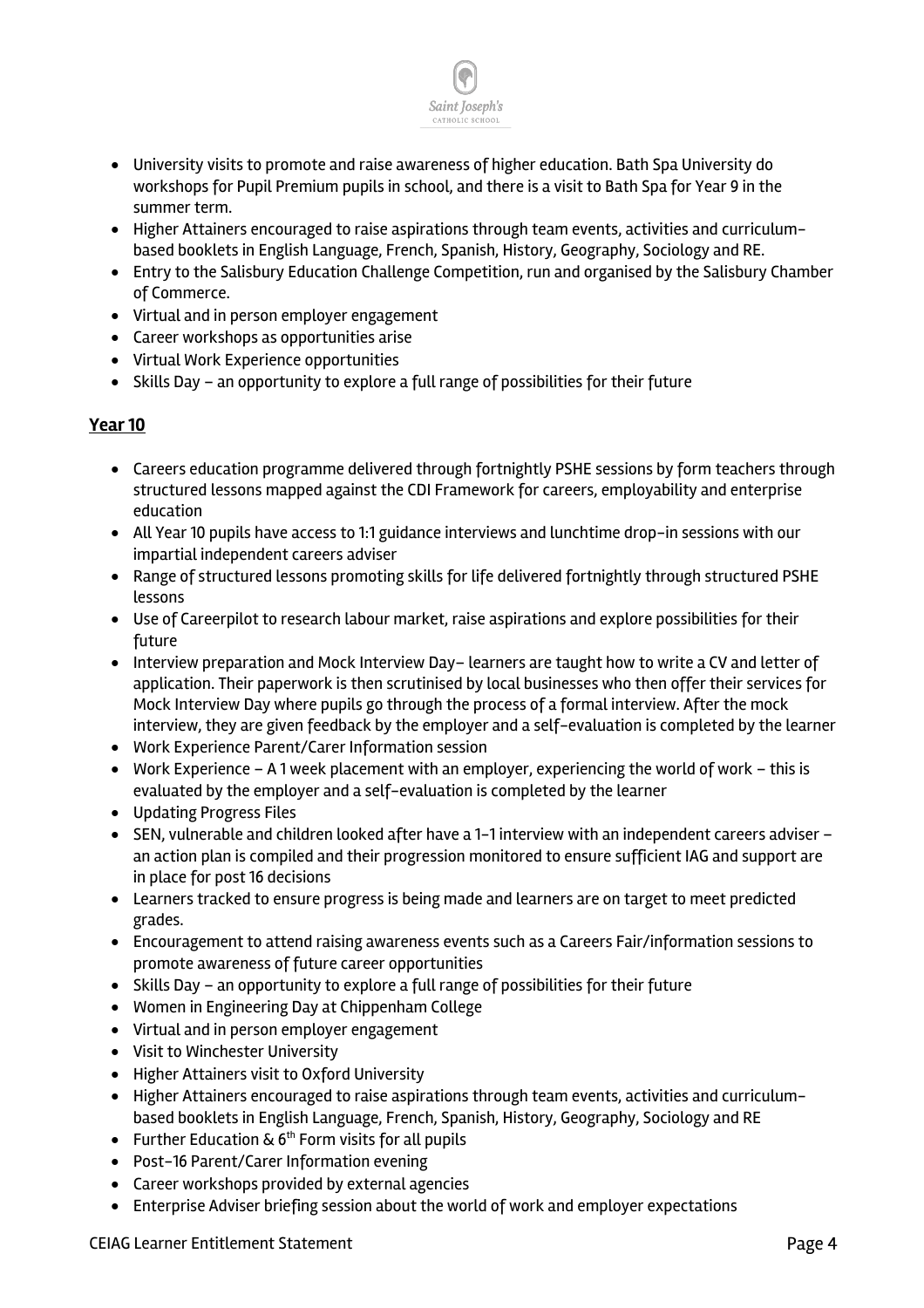- University visits to promote and raise awareness of higher education. Bath Spa University do workshops for Pupil Premium pupils in school, and there is a visit to Bath Spa for Year 9 in the summer term.
- Higher Attainers encouraged to raise aspirations through team events, activities and curriculum-based booklets in English Language, French, Spanish, History, Geography, Sociology and RE.
- Entry to the Salisbury Education Challenge Competition, run and organised by the Salisbury Chamber of Commerce.
- Virtual and in person employer engagement
- Career workshops as opportunities arise
- Virtual Work Experience opportunities
- Skills Day – an opportunity to explore a full range of possibilities for their future

## Year 10

- Careers education programme delivered through fortnightly PSHE sessions by form teachers through structured lessons mapped against the CDI Framework for careers, employability and enterprise education
- All Year 10 pupils have access to 1:1 guidance interviews and lunchtime drop-in sessions with our impartial independent careers adviser
- Range of structured lessons promoting skills for life delivered fortnightly through structured PSHE lessons
- Use of Careerpilot to research labour market, raise aspirations and explore possibilities for their future
- Interview preparation and Mock Interview Day– learners are taught how to write a CV and letter of application. Their paperwork is then scrutinised by local businesses who then offer their services for Mock Interview Day where pupils go through the process of a formal interview. After the mock interview, they are given feedback by the employer and a self-evaluation is completed by the learner
- Work Experience Parent/Carer Information session
- Work Experience – A 1 week placement with an employer, experiencing the world of work – this is evaluated by the employer and a self-evaluation is completed by the learner
- Updating Progress Files
- SEN, vulnerable and children looked after have a 1-1 interview with an independent careers adviser – an action plan is compiled and their progression monitored to ensure sufficient IAG and support are in place for post 16 decisions
- Learners tracked to ensure progress is being made and learners are on target to meet predicted grades.
- Encouragement to attend raising awareness events such as a Careers Fair/information sessions to promote awareness of future career opportunities
- Skills Day – an opportunity to explore a full range of possibilities for their future
- Women in Engineering Day at Chippenham College
- Virtual and in person employer engagement
- Visit to Winchester University
- Higher Attainers visit to Oxford University
- Higher Attainers encouraged to raise aspirations through team events, activities and curriculum-based booklets in English Language, French, Spanish, History, Geography, Sociology and RE
- Further Education & 6th Form visits for all pupils
- Post-16 Parent/Carer Information evening
- Career workshops provided by external agencies
- Enterprise Adviser briefing session about the world of work and employer expectations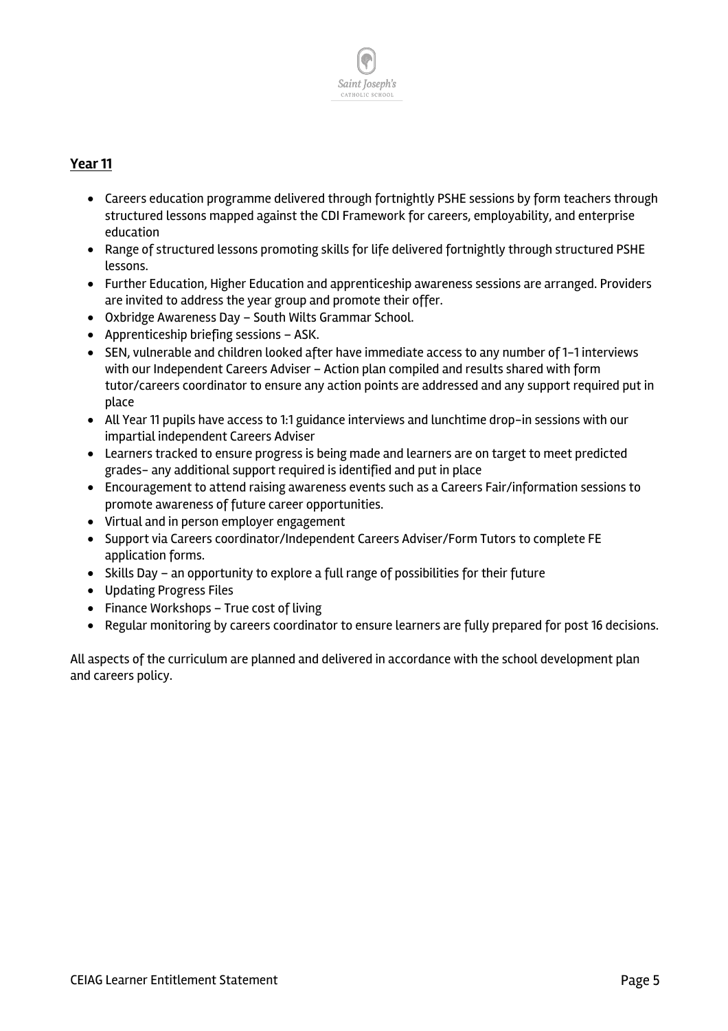## Year 11

- Careers education programme delivered through fortnightly PSHE sessions by form teachers through structured lessons mapped against the CDI Framework for careers, employability, and enterprise education
- Range of structured lessons promoting skills for life delivered fortnightly through structured PSHE lessons.
- Further Education, Higher Education and apprenticeship awareness sessions are arranged. Providers are invited to address the year group and promote their offer.
- Oxbridge Awareness Day – South Wilts Grammar School.
- Apprenticeship briefing sessions – ASK.
- SEN, vulnerable and children looked after have immediate access to any number of 1-1 interviews with our Independent Careers Adviser – Action plan compiled and results shared with form tutor/careers coordinator to ensure any action points are addressed and any support required put in place
- All Year 11 pupils have access to 1:1 guidance interviews and lunchtime drop-in sessions with our impartial independent Careers Adviser
- Learners tracked to ensure progress is being made and learners are on target to meet predicted grades- any additional support required is identified and put in place
- Encouragement to attend raising awareness events such as a Careers Fair/information sessions to promote awareness of future career opportunities.
- Virtual and in person employer engagement
- Support via Careers coordinator/Independent Careers Adviser/Form Tutors to complete FE application forms.
- Skills Day – an opportunity to explore a full range of possibilities for their future
- Updating Progress Files
- Finance Workshops – True cost of living
- Regular monitoring by careers coordinator to ensure learners are fully prepared for post 16 decisions.

All aspects of the curriculum are planned and delivered in accordance with the school development plan and careers policy.